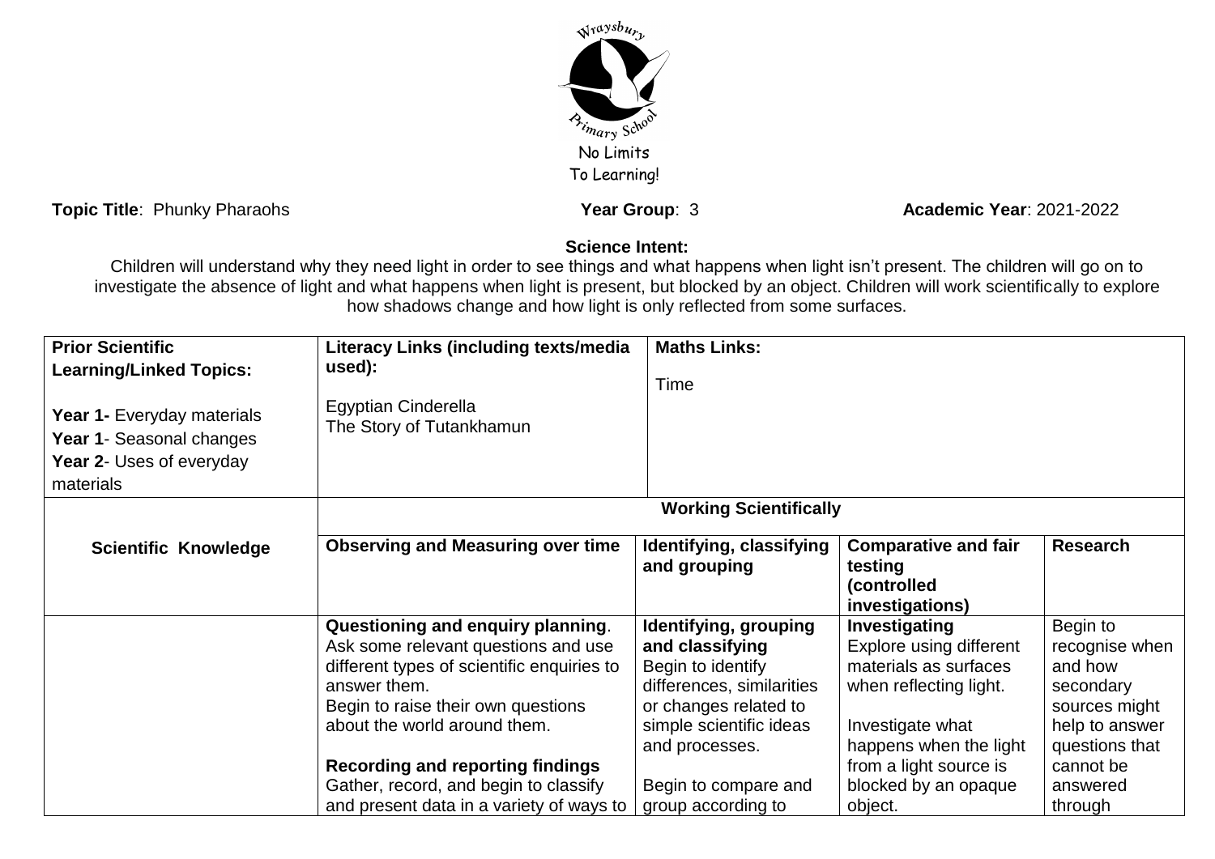Wraysbury Primary School

No Limits To Learning!

**Topic Title**: Phunky Pharaohs **Year Group**: 3 **Academic Year**: 2021-2022

**Science Intent:**

Children will understand why they need light in order to see things and what happens when light isn't present. The children will go on to investigate the absence of light and what happens when light is present, but blocked by an object. Children will work scientifically to explore how shadows change and how light is only reflected from some surfaces.

| **Prior Scientific Learning/Linked Topics:**<br><br>**Year 1-** Everyday materials<br>**Year 1**- Seasonal changes<br>**Year 2**- Uses of everyday materials | **Literacy Links (including texts/media used):**<br><br>Egyptian Cinderella<br>The Story of Tutankhamun | **Maths Links:**<br><br>Time | | |
|---|---|---|---|---|
| | **Working Scientifically** | | | |
| **Scientific Knowledge** | **Observing and Measuring over time** | **Identifying, classifying and grouping** | **Comparative and fair testing (controlled investigations)** | **Research** |
| | **Questioning and enquiry planning**.<br>Ask some relevant questions and use different types of scientific enquiries to answer them.<br>Begin to raise their own questions about the world around them.<br><br>**Recording and reporting findings**<br>Gather, record, and begin to classify and present data in a variety of ways to | **Identifying, grouping and classifying**<br>Begin to identify differences, similarities or changes related to simple scientific ideas and processes.<br><br>Begin to compare and group according to | **Investigating**<br>Explore using different materials as surfaces when reflecting light.<br><br>Investigate what happens when the light from a light source is blocked by an opaque object. | Begin to recognise when and how secondary sources might help to answer questions that cannot be answered through |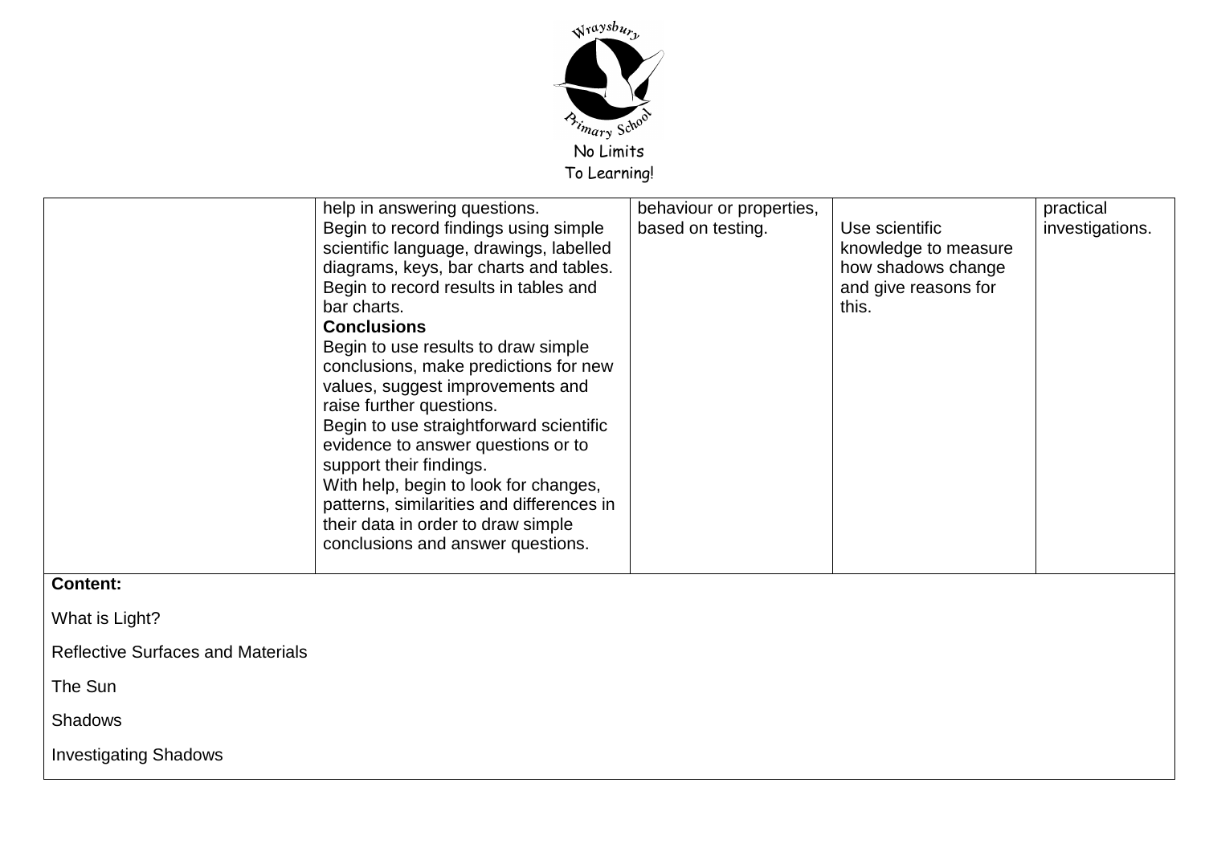| | | | | |
|---|---|---|---|---|
| | help in answering questions.<br>Begin to record findings using simple scientific language, drawings, labelled diagrams, keys, bar charts and tables.<br>Begin to record results in tables and bar charts.<br>**Conclusions**<br>Begin to use results to draw simple conclusions, make predictions for new values, suggest improvements and raise further questions.<br>Begin to use straightforward scientific evidence to answer questions or to support their findings.<br>With help, begin to look for changes, patterns, similarities and differences in their data in order to draw simple conclusions and answer questions. | behaviour or properties, based on testing. | Use scientific knowledge to measure how shadows change and give reasons for this. | practical investigations. |

**Content:**

What is Light?

Reflective Surfaces and Materials

The Sun

Shadows

Investigating Shadows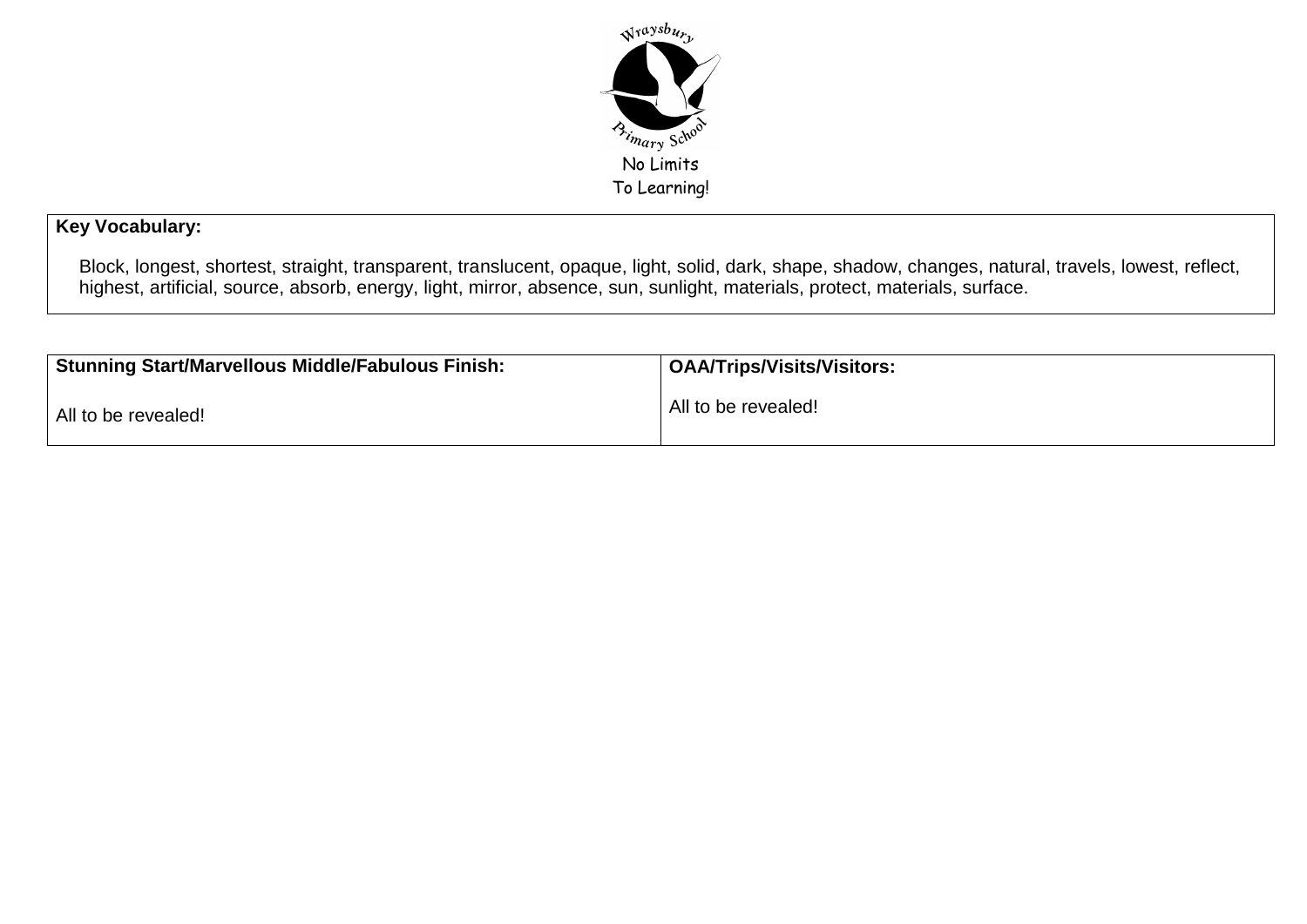Wraysbury Primary School

No Limits To Learning!

| **Key Vocabulary:** |
|---|
| Block, longest, shortest, straight, transparent, translucent, opaque, light, solid, dark, shape, shadow, changes, natural, travels, lowest, reflect, highest, artificial, source, absorb, energy, light, mirror, absence, sun, sunlight, materials, protect, materials, surface. |

| **Stunning Start/Marvellous Middle/Fabulous Finish:** | **OAA/Trips/Visits/Visitors:** |
|---|---|
| All to be revealed! | All to be revealed! |